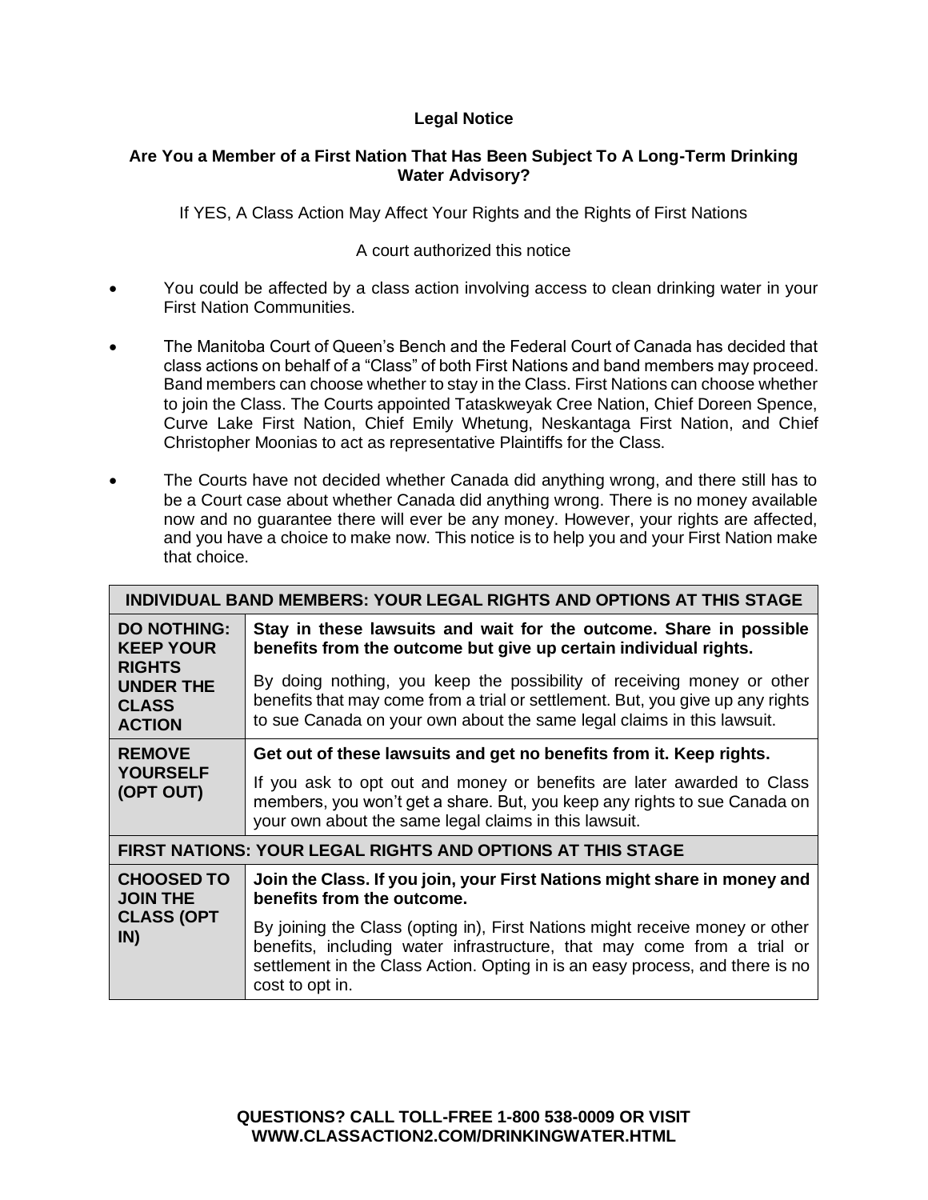**Legal Notice**

**Are You a Member of a First Nation That Has Been Subject To A Long-Term Drinking Water Advisory?**

If YES, A Class Action May Affect Your Rights and the Rights of First Nations

A court authorized this notice

- You could be affected by a class action involving access to clean drinking water in your First Nation Communities.
- The Manitoba Court of Queen's Bench and the Federal Court of Canada has decided that class actions on behalf of a "Class" of both First Nations and band members may proceed. Band members can choose whether to stay in the Class. First Nations can choose whether to join the Class. The Courts appointed Tataskweyak Cree Nation, Chief Doreen Spence, Curve Lake First Nation, Chief Emily Whetung, Neskantaga First Nation, and Chief Christopher Moonias to act as representative Plaintiffs for the Class.
- The Courts have not decided whether Canada did anything wrong, and there still has to be a Court case about whether Canada did anything wrong. There is no money available now and no guarantee there will ever be any money. However, your rights are affected, and you have a choice to make now. This notice is to help you and your First Nation make that choice.

| **INDIVIDUAL BAND MEMBERS: YOUR LEGAL RIGHTS AND OPTIONS AT THIS STAGE** | |
|---|---|
| **DO NOTHING: KEEP YOUR RIGHTS UNDER THE CLASS ACTION** | **Stay in these lawsuits and wait for the outcome. Share in possible benefits from the outcome but give up certain individual rights.** By doing nothing, you keep the possibility of receiving money or other benefits that may come from a trial or settlement. But, you give up any rights to sue Canada on your own about the same legal claims in this lawsuit. |
| **REMOVE YOURSELF (OPT OUT)** | **Get out of these lawsuits and get no benefits from it. Keep rights.** If you ask to opt out and money or benefits are later awarded to Class members, you won't get a share. But, you keep any rights to sue Canada on your own about the same legal claims in this lawsuit. |
| **FIRST NATIONS: YOUR LEGAL RIGHTS AND OPTIONS AT THIS STAGE** | |
| **CHOOSED TO JOIN THE CLASS (OPT IN)** | **Join the Class. If you join, your First Nations might share in money and benefits from the outcome.** By joining the Class (opting in), First Nations might receive money or other benefits, including water infrastructure, that may come from a trial or settlement in the Class Action. Opting in is an easy process, and there is no cost to opt in. |

**QUESTIONS? CALL TOLL-FREE 1-800 538-0009 OR VISIT WWW.CLASSACTION2.COM/DRINKINGWATER.HTML**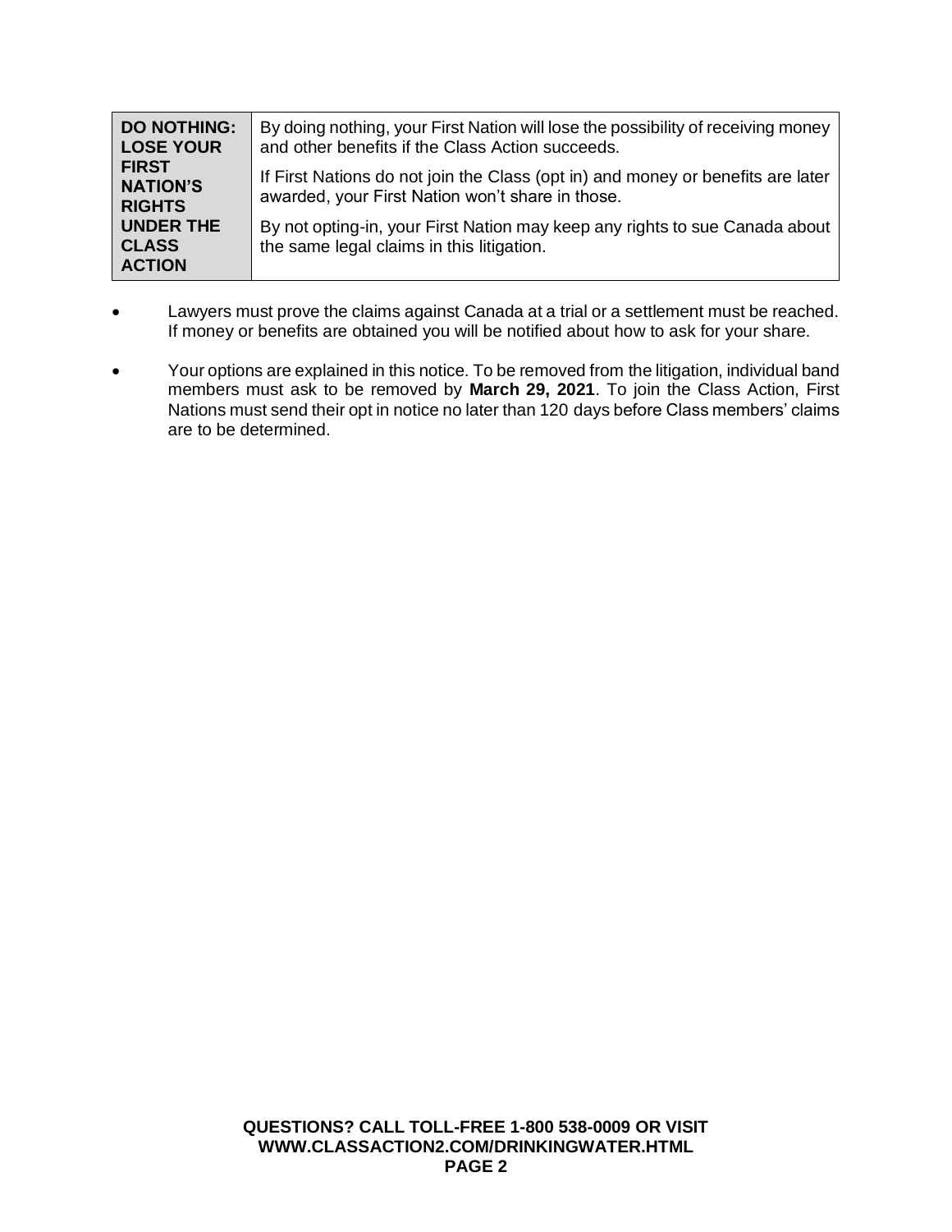| **DO NOTHING: LOSE YOUR FIRST NATION'S RIGHTS UNDER THE CLASS ACTION** | By doing nothing, your First Nation will lose the possibility of receiving money and other benefits if the Class Action succeeds.<br><br>If First Nations do not join the Class (opt in) and money or benefits are later awarded, your First Nation won't share in those.<br><br>By not opting-in, your First Nation may keep any rights to sue Canada about the same legal claims in this litigation. |
|---|---|

- Lawyers must prove the claims against Canada at a trial or a settlement must be reached. If money or benefits are obtained you will be notified about how to ask for your share.
- Your options are explained in this notice. To be removed from the litigation, individual band members must ask to be removed by **March 29, 2021**. To join the Class Action, First Nations must send their opt in notice no later than 120 days before Class members' claims are to be determined.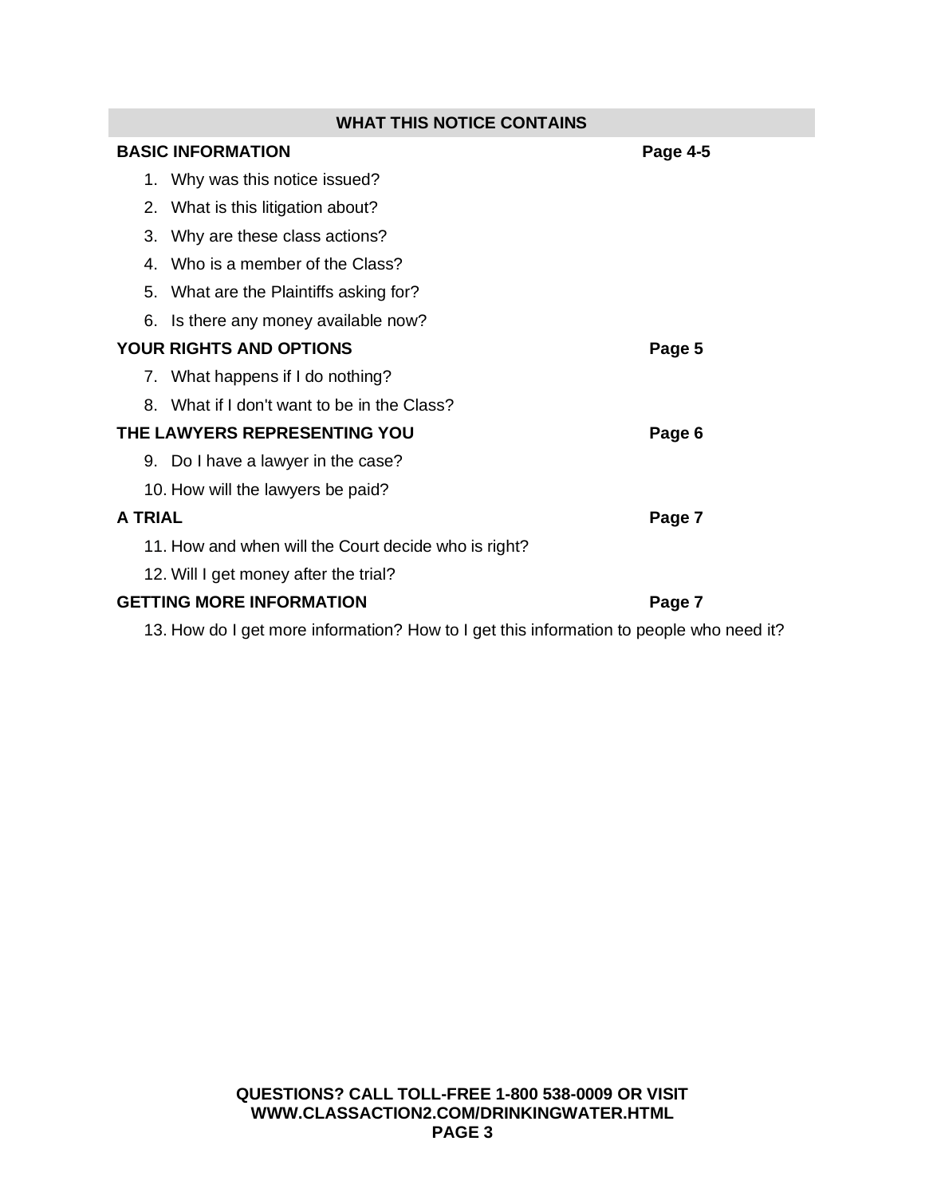## WHAT THIS NOTICE CONTAINS

| | |
|---|---|
| **BASIC INFORMATION** | **Page 4-5** |
| 1. Why was this notice issued? | |
| 2. What is this litigation about? | |
| 3. Why are these class actions? | |
| 4. Who is a member of the Class? | |
| 5. What are the Plaintiffs asking for? | |
| 6. Is there any money available now? | |
| **YOUR RIGHTS AND OPTIONS** | **Page 5** |
| 7. What happens if I do nothing? | |
| 8. What if I don't want to be in the Class? | |
| **THE LAWYERS REPRESENTING YOU** | **Page 6** |
| 9. Do I have a lawyer in the case? | |
| 10. How will the lawyers be paid? | |
| **A TRIAL** | **Page 7** |
| 11. How and when will the Court decide who is right? | |
| 12. Will I get money after the trial? | |
| **GETTING MORE INFORMATION** | **Page 7** |
| 13. How do I get more information? How to I get this information to people who need it? | |

**QUESTIONS? CALL TOLL-FREE 1-800 538-0009 OR VISIT WWW.CLASSACTION2.COM/DRINKINGWATER.HTML**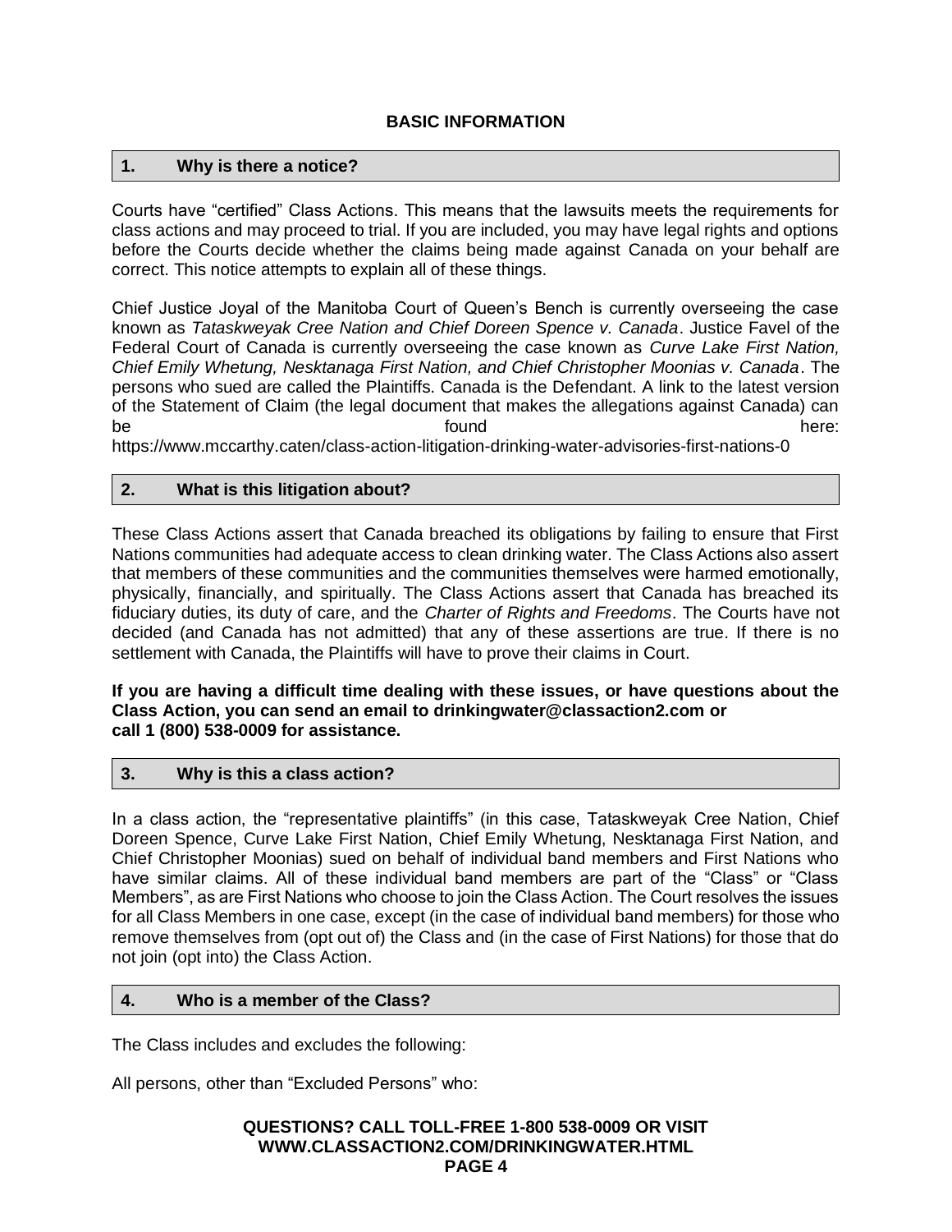## BASIC INFORMATION

### 1. Why is there a notice?

Courts have "certified" Class Actions. This means that the lawsuits meets the requirements for class actions and may proceed to trial. If you are included, you may have legal rights and options before the Courts decide whether the claims being made against Canada on your behalf are correct. This notice attempts to explain all of these things.

Chief Justice Joyal of the Manitoba Court of Queen's Bench is currently overseeing the case known as *Tataskweyak Cree Nation and Chief Doreen Spence v. Canada*. Justice Favel of the Federal Court of Canada is currently overseeing the case known as *Curve Lake First Nation, Chief Emily Whetung, Nesktanaga First Nation, and Chief Christopher Moonias v. Canada*. The persons who sued are called the Plaintiffs. Canada is the Defendant. A link to the latest version of the Statement of Claim (the legal document that makes the allegations against Canada) can be found here: https://www.mccarthy.caten/class-action-litigation-drinking-water-advisories-first-nations-0

### 2. What is this litigation about?

These Class Actions assert that Canada breached its obligations by failing to ensure that First Nations communities had adequate access to clean drinking water. The Class Actions also assert that members of these communities and the communities themselves were harmed emotionally, physically, financially, and spiritually. The Class Actions assert that Canada has breached its fiduciary duties, its duty of care, and the *Charter of Rights and Freedoms*. The Courts have not decided (and Canada has not admitted) that any of these assertions are true. If there is no settlement with Canada, the Plaintiffs will have to prove their claims in Court.

**If you are having a difficult time dealing with these issues, or have questions about the Class Action, you can send an email to drinkingwater@classaction2.com or call 1 (800) 538-0009 for assistance.**

### 3. Why is this a class action?

In a class action, the "representative plaintiffs" (in this case, Tataskweyak Cree Nation, Chief Doreen Spence, Curve Lake First Nation, Chief Emily Whetung, Nesktanaga First Nation, and Chief Christopher Moonias) sued on behalf of individual band members and First Nations who have similar claims. All of these individual band members are part of the "Class" or "Class Members", as are First Nations who choose to join the Class Action. The Court resolves the issues for all Class Members in one case, except (in the case of individual band members) for those who remove themselves from (opt out of) the Class and (in the case of First Nations) for those that do not join (opt into) the Class Action.

### 4. Who is a member of the Class?

The Class includes and excludes the following:

All persons, other than "Excluded Persons" who: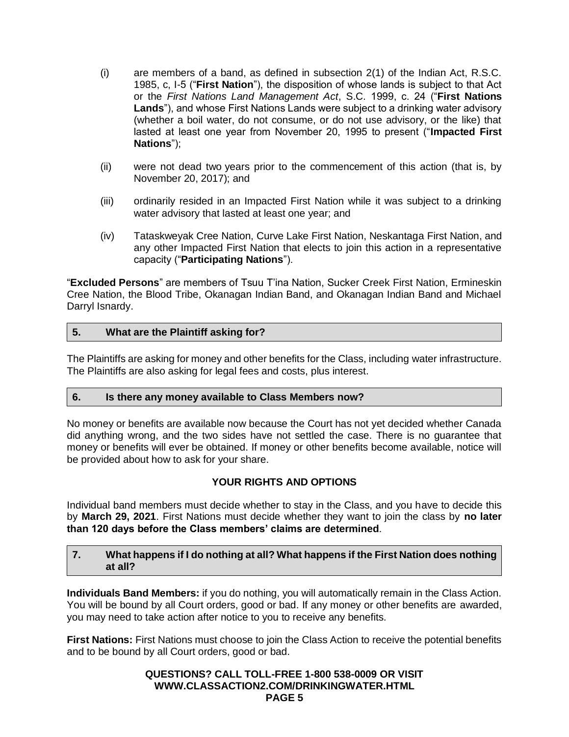(i) are members of a band, as defined in subsection 2(1) of the Indian Act, R.S.C. 1985, c, I-5 ("**First Nation**"), the disposition of whose lands is subject to that Act or the *First Nations Land Management Act*, S.C. 1999, c. 24 ("**First Nations Lands**"), and whose First Nations Lands were subject to a drinking water advisory (whether a boil water, do not consume, or do not use advisory, or the like) that lasted at least one year from November 20, 1995 to present ("**Impacted First Nations**");

(ii) were not dead two years prior to the commencement of this action (that is, by November 20, 2017); and

(iii) ordinarily resided in an Impacted First Nation while it was subject to a drinking water advisory that lasted at least one year; and

(iv) Tataskweyak Cree Nation, Curve Lake First Nation, Neskantaga First Nation, and any other Impacted First Nation that elects to join this action in a representative capacity ("**Participating Nations**").

"**Excluded Persons**" are members of Tsuu T'ina Nation, Sucker Creek First Nation, Ermineskin Cree Nation, the Blood Tribe, Okanagan Indian Band, and Okanagan Indian Band and Michael Darryl Isnardy.

### 5. What are the Plaintiff asking for?

The Plaintiffs are asking for money and other benefits for the Class, including water infrastructure. The Plaintiffs are also asking for legal fees and costs, plus interest.

### 6. Is there any money available to Class Members now?

No money or benefits are available now because the Court has not yet decided whether Canada did anything wrong, and the two sides have not settled the case. There is no guarantee that money or benefits will ever be obtained. If money or other benefits become available, notice will be provided about how to ask for your share.

## YOUR RIGHTS AND OPTIONS

Individual band members must decide whether to stay in the Class, and you have to decide this by **March 29, 2021**. First Nations must decide whether they want to join the class by **no later than 120 days before the Class members' claims are determined**.

### 7. What happens if I do nothing at all? What happens if the First Nation does nothing at all?

**Individuals Band Members:** if you do nothing, you will automatically remain in the Class Action. You will be bound by all Court orders, good or bad. If any money or other benefits are awarded, you may need to take action after notice to you to receive any benefits.

**First Nations:** First Nations must choose to join the Class Action to receive the potential benefits and to be bound by all Court orders, good or bad.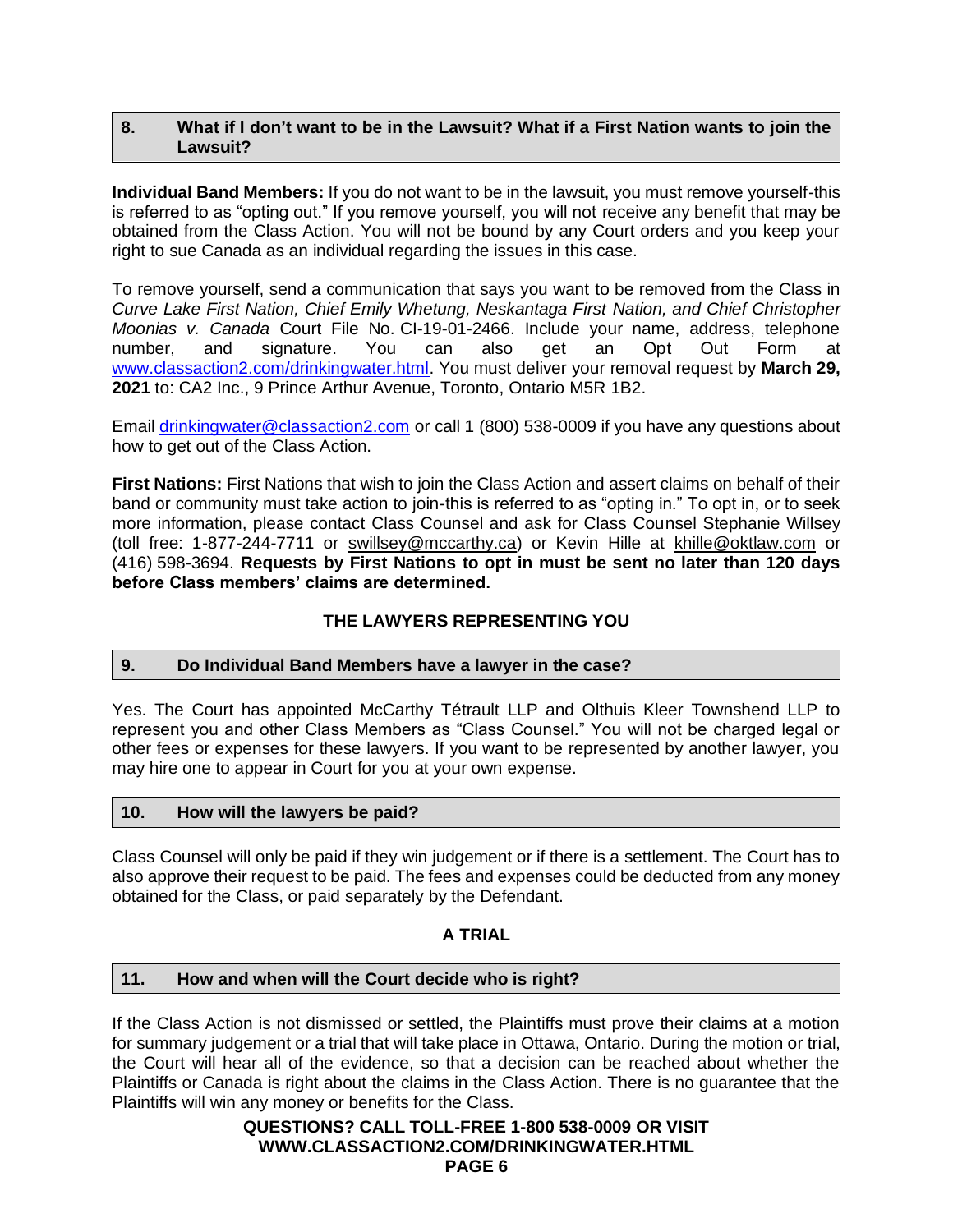### 8. What if I don't want to be in the Lawsuit? What if a First Nation wants to join the Lawsuit?

**Individual Band Members:** If you do not want to be in the lawsuit, you must remove yourself-this is referred to as "opting out." If you remove yourself, you will not receive any benefit that may be obtained from the Class Action. You will not be bound by any Court orders and you keep your right to sue Canada as an individual regarding the issues in this case.

To remove yourself, send a communication that says you want to be removed from the Class in *Curve Lake First Nation, Chief Emily Whetung, Neskantaga First Nation, and Chief Christopher Moonias v. Canada* Court File No. CI-19-01-2466. Include your name, address, telephone number, and signature. You can also get an Opt Out Form at www.classaction2.com/drinkingwater.html. You must deliver your removal request by **March 29, 2021** to: CA2 Inc., 9 Prince Arthur Avenue, Toronto, Ontario M5R 1B2.

Email drinkingwater@classaction2.com or call 1 (800) 538-0009 if you have any questions about how to get out of the Class Action.

**First Nations:** First Nations that wish to join the Class Action and assert claims on behalf of their band or community must take action to join-this is referred to as "opting in." To opt in, or to seek more information, please contact Class Counsel and ask for Class Counsel Stephanie Willsey (toll free: 1-877-244-7711 or swillsey@mccarthy.ca) or Kevin Hille at khille@oktlaw.com or (416) 598-3694. **Requests by First Nations to opt in must be sent no later than 120 days before Class members' claims are determined.**

## THE LAWYERS REPRESENTING YOU

### 9. Do Individual Band Members have a lawyer in the case?

Yes. The Court has appointed McCarthy Tétrault LLP and Olthuis Kleer Townshend LLP to represent you and other Class Members as "Class Counsel." You will not be charged legal or other fees or expenses for these lawyers. If you want to be represented by another lawyer, you may hire one to appear in Court for you at your own expense.

### 10. How will the lawyers be paid?

Class Counsel will only be paid if they win judgement or if there is a settlement. The Court has to also approve their request to be paid. The fees and expenses could be deducted from any money obtained for the Class, or paid separately by the Defendant.

## A TRIAL

### 11. How and when will the Court decide who is right?

If the Class Action is not dismissed or settled, the Plaintiffs must prove their claims at a motion for summary judgement or a trial that will take place in Ottawa, Ontario. During the motion or trial, the Court will hear all of the evidence, so that a decision can be reached about whether the Plaintiffs or Canada is right about the claims in the Class Action. There is no guarantee that the Plaintiffs will win any money or benefits for the Class.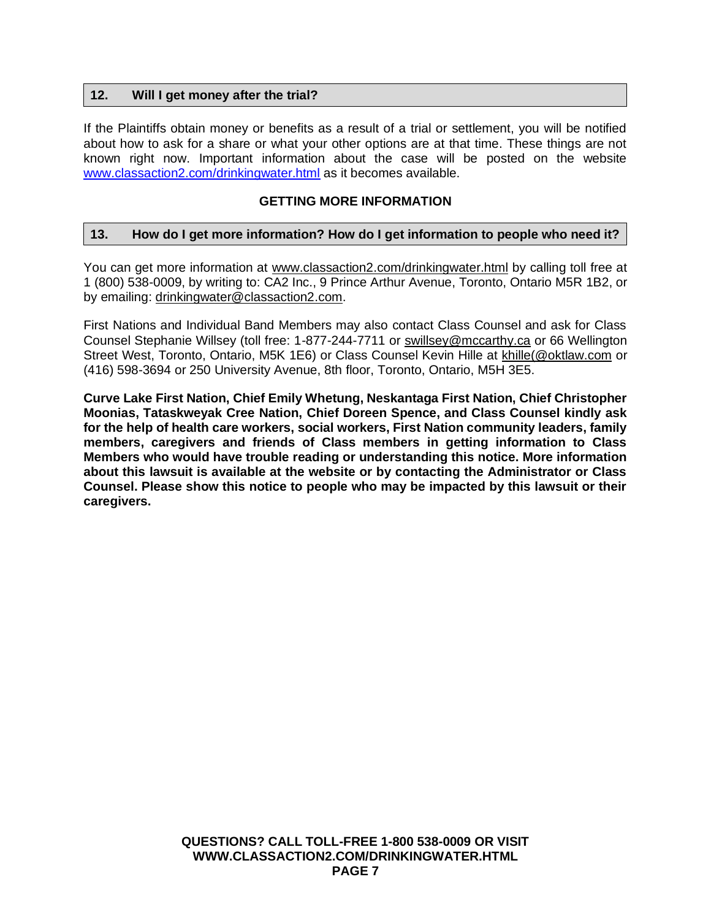### 12. Will I get money after the trial?

If the Plaintiffs obtain money or benefits as a result of a trial or settlement, you will be notified about how to ask for a share or what your other options are at that time. These things are not known right now. Important information about the case will be posted on the website www.classaction2.com/drinkingwater.html as it becomes available.

## GETTING MORE INFORMATION

### 13. How do I get more information? How do I get information to people who need it?

You can get more information at www.classaction2.com/drinkingwater.html by calling toll free at 1 (800) 538-0009, by writing to: CA2 Inc., 9 Prince Arthur Avenue, Toronto, Ontario M5R 1B2, or by emailing: drinkingwater@classaction2.com.

First Nations and Individual Band Members may also contact Class Counsel and ask for Class Counsel Stephanie Willsey (toll free: 1-877-244-7711 or swillsey@mccarthy.ca or 66 Wellington Street West, Toronto, Ontario, M5K 1E6) or Class Counsel Kevin Hille at khille(@oktlaw.com or (416) 598-3694 or 250 University Avenue, 8th floor, Toronto, Ontario, M5H 3E5.

**Curve Lake First Nation, Chief Emily Whetung, Neskantaga First Nation, Chief Christopher Moonias, Tataskweyak Cree Nation, Chief Doreen Spence, and Class Counsel kindly ask for the help of health care workers, social workers, First Nation community leaders, family members, caregivers and friends of Class members in getting information to Class Members who would have trouble reading or understanding this notice. More information about this lawsuit is available at the website or by contacting the Administrator or Class Counsel. Please show this notice to people who may be impacted by this lawsuit or their caregivers.**